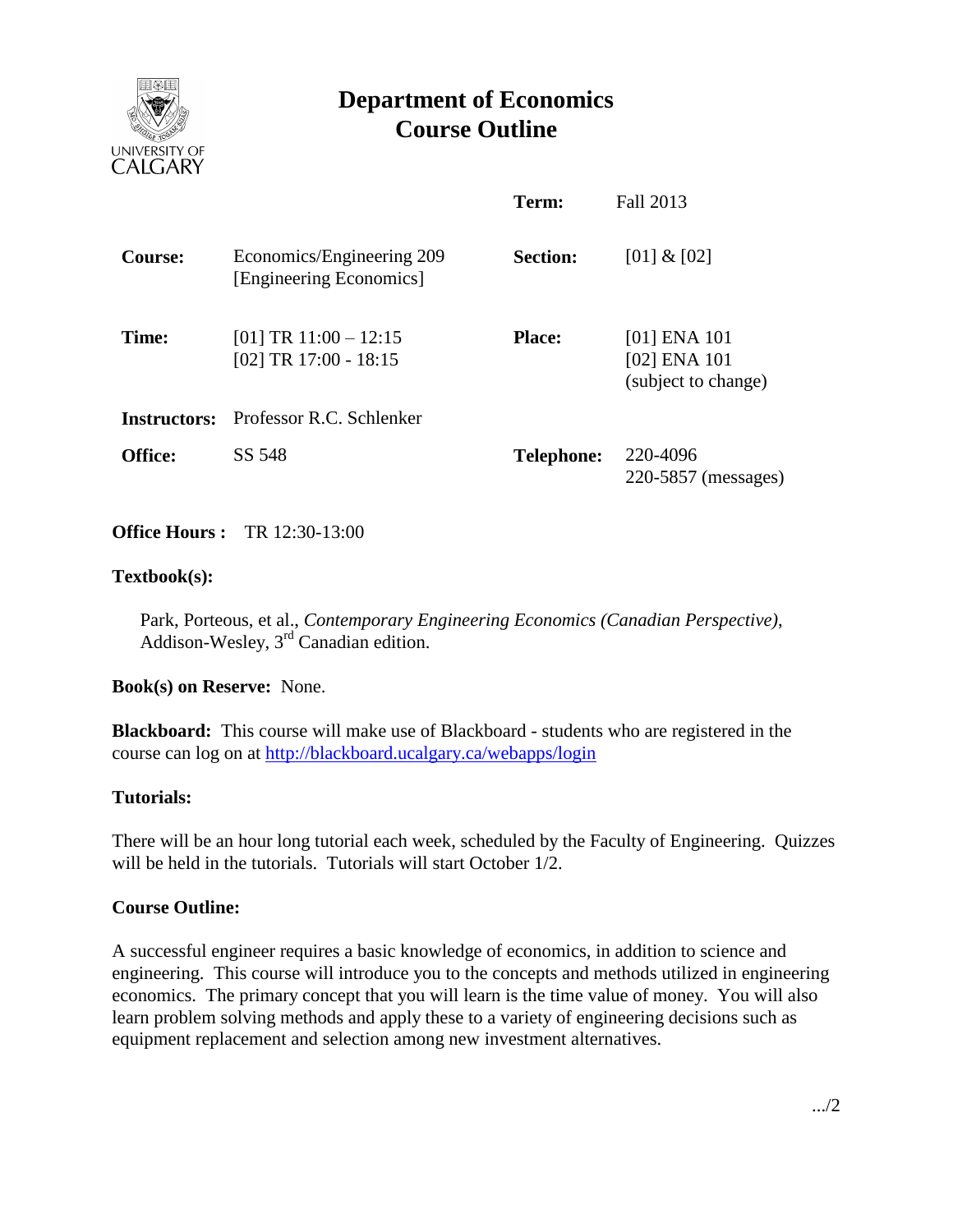# Department of Economics
# Course Outline

| | | | |
|---|---|---|---|
| | | **Term:** | Fall 2013 |
| **Course:** | Economics/Engineering 209 [Engineering Economics] | **Section:** | [01] & [02] |
| **Time:** | [01] TR 11:00 – 12:15<br>[02] TR 17:00 - 18:15 | **Place:** | [01] ENA 101<br>[02] ENA 101<br>(subject to change) |
| **Instructors:** | Professor R.C. Schlenker | | |
| **Office:** | SS 548 | **Telephone:** | 220-4096<br>220-5857 (messages) |

**Office Hours :** TR 12:30-13:00

**Textbook(s):**

Park, Porteous, et al., *Contemporary Engineering Economics (Canadian Perspective)*, Addison-Wesley, 3rd Canadian edition.

**Book(s) on Reserve:** None.

**Blackboard:** This course will make use of Blackboard - students who are registered in the course can log on at http://blackboard.ucalgary.ca/webapps/login

**Tutorials:**

There will be an hour long tutorial each week, scheduled by the Faculty of Engineering. Quizzes will be held in the tutorials. Tutorials will start October 1/2.

**Course Outline:**

A successful engineer requires a basic knowledge of economics, in addition to science and engineering. This course will introduce you to the concepts and methods utilized in engineering economics. The primary concept that you will learn is the time value of money. You will also learn problem solving methods and apply these to a variety of engineering decisions such as equipment replacement and selection among new investment alternatives.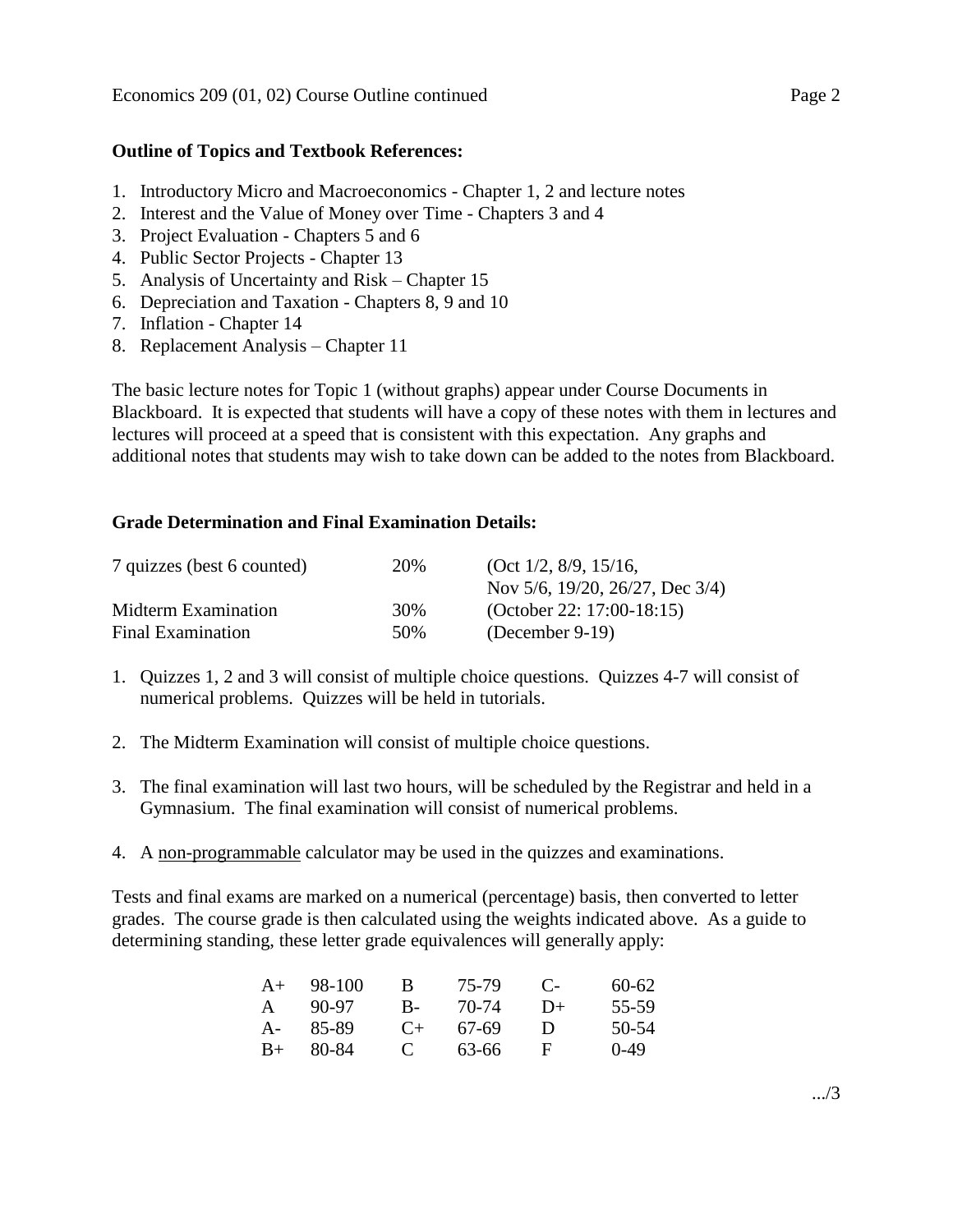**Outline of Topics and Textbook References:**

1. Introductory Micro and Macroeconomics - Chapter 1, 2 and lecture notes
2. Interest and the Value of Money over Time - Chapters 3 and 4
3. Project Evaluation - Chapters 5 and 6
4. Public Sector Projects - Chapter 13
5. Analysis of Uncertainty and Risk – Chapter 15
6. Depreciation and Taxation - Chapters 8, 9 and 10
7. Inflation - Chapter 14
8. Replacement Analysis – Chapter 11

The basic lecture notes for Topic 1 (without graphs) appear under Course Documents in Blackboard. It is expected that students will have a copy of these notes with them in lectures and lectures will proceed at a speed that is consistent with this expectation. Any graphs and additional notes that students may wish to take down can be added to the notes from Blackboard.

**Grade Determination and Final Examination Details:**

| | | |
|---|---|---|
| 7 quizzes (best 6 counted) | 20% | (Oct 1/2, 8/9, 15/16, Nov 5/6, 19/20, 26/27, Dec 3/4) |
| Midterm Examination | 30% | (October 22: 17:00-18:15) |
| Final Examination | 50% | (December 9-19) |

1. Quizzes 1, 2 and 3 will consist of multiple choice questions. Quizzes 4-7 will consist of numerical problems. Quizzes will be held in tutorials.

2. The Midterm Examination will consist of multiple choice questions.

3. The final examination will last two hours, will be scheduled by the Registrar and held in a Gymnasium. The final examination will consist of numerical problems.

4. A <u>non-programmable</u> calculator may be used in the quizzes and examinations.

Tests and final exams are marked on a numerical (percentage) basis, then converted to letter grades. The course grade is then calculated using the weights indicated above. As a guide to determining standing, these letter grade equivalences will generally apply:

| | | | | | |
|---|---|---|---|---|---|
| A+ | 98-100 | B | 75-79 | C- | 60-62 |
| A | 90-97 | B- | 70-74 | D+ | 55-59 |
| A- | 85-89 | C+ | 67-69 | D | 50-54 |
| B+ | 80-84 | C | 63-66 | F | 0-49 |

.../3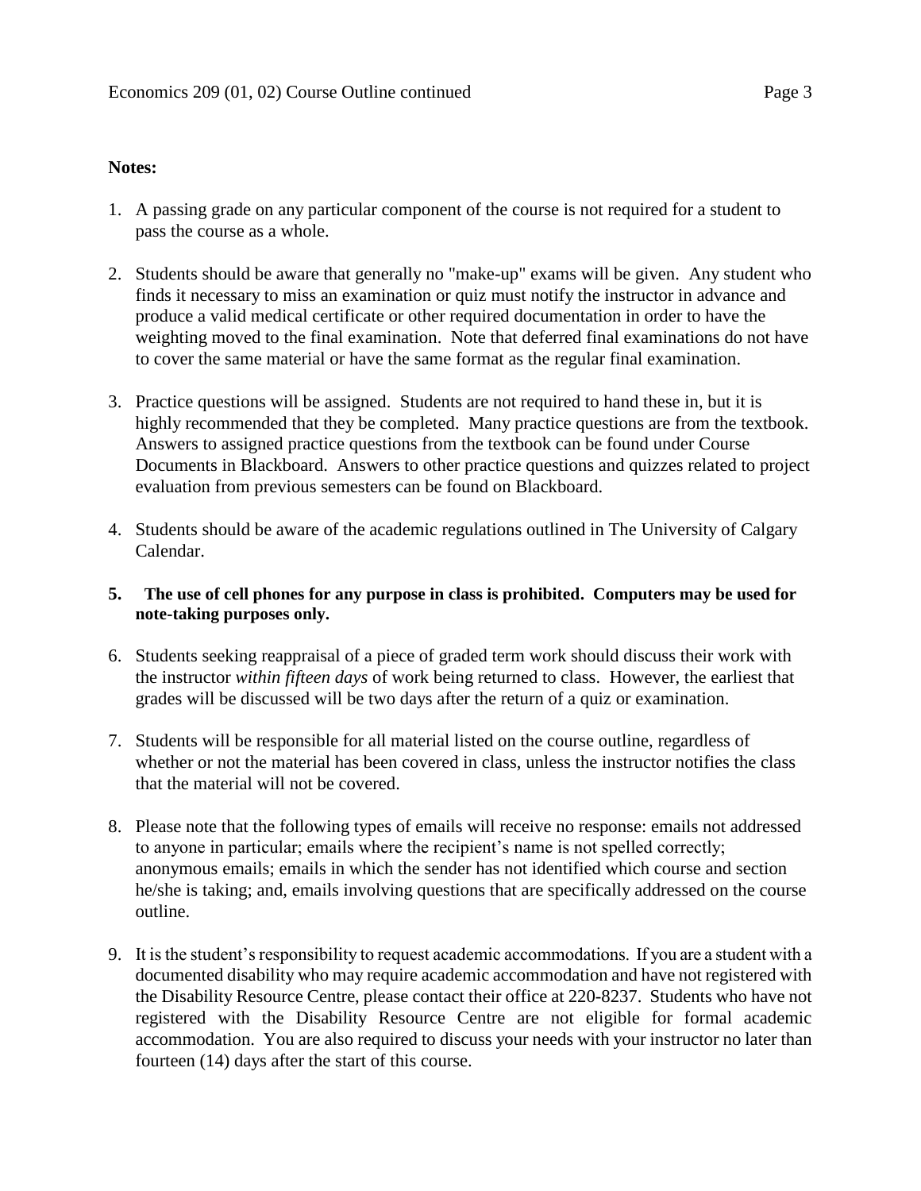**Notes:**

1. A passing grade on any particular component of the course is not required for a student to pass the course as a whole.

2. Students should be aware that generally no "make-up" exams will be given. Any student who finds it necessary to miss an examination or quiz must notify the instructor in advance and produce a valid medical certificate or other required documentation in order to have the weighting moved to the final examination. Note that deferred final examinations do not have to cover the same material or have the same format as the regular final examination.

3. Practice questions will be assigned. Students are not required to hand these in, but it is highly recommended that they be completed. Many practice questions are from the textbook. Answers to assigned practice questions from the textbook can be found under Course Documents in Blackboard. Answers to other practice questions and quizzes related to project evaluation from previous semesters can be found on Blackboard.

4. Students should be aware of the academic regulations outlined in The University of Calgary Calendar.

5. **The use of cell phones for any purpose in class is prohibited. Computers may be used for note-taking purposes only.**

6. Students seeking reappraisal of a piece of graded term work should discuss their work with the instructor *within fifteen days* of work being returned to class. However, the earliest that grades will be discussed will be two days after the return of a quiz or examination.

7. Students will be responsible for all material listed on the course outline, regardless of whether or not the material has been covered in class, unless the instructor notifies the class that the material will not be covered.

8. Please note that the following types of emails will receive no response: emails not addressed to anyone in particular; emails where the recipient's name is not spelled correctly; anonymous emails; emails in which the sender has not identified which course and section he/she is taking; and, emails involving questions that are specifically addressed on the course outline.

9. It is the student's responsibility to request academic accommodations. If you are a student with a documented disability who may require academic accommodation and have not registered with the Disability Resource Centre, please contact their office at 220-8237. Students who have not registered with the Disability Resource Centre are not eligible for formal academic accommodation. You are also required to discuss your needs with your instructor no later than fourteen (14) days after the start of this course.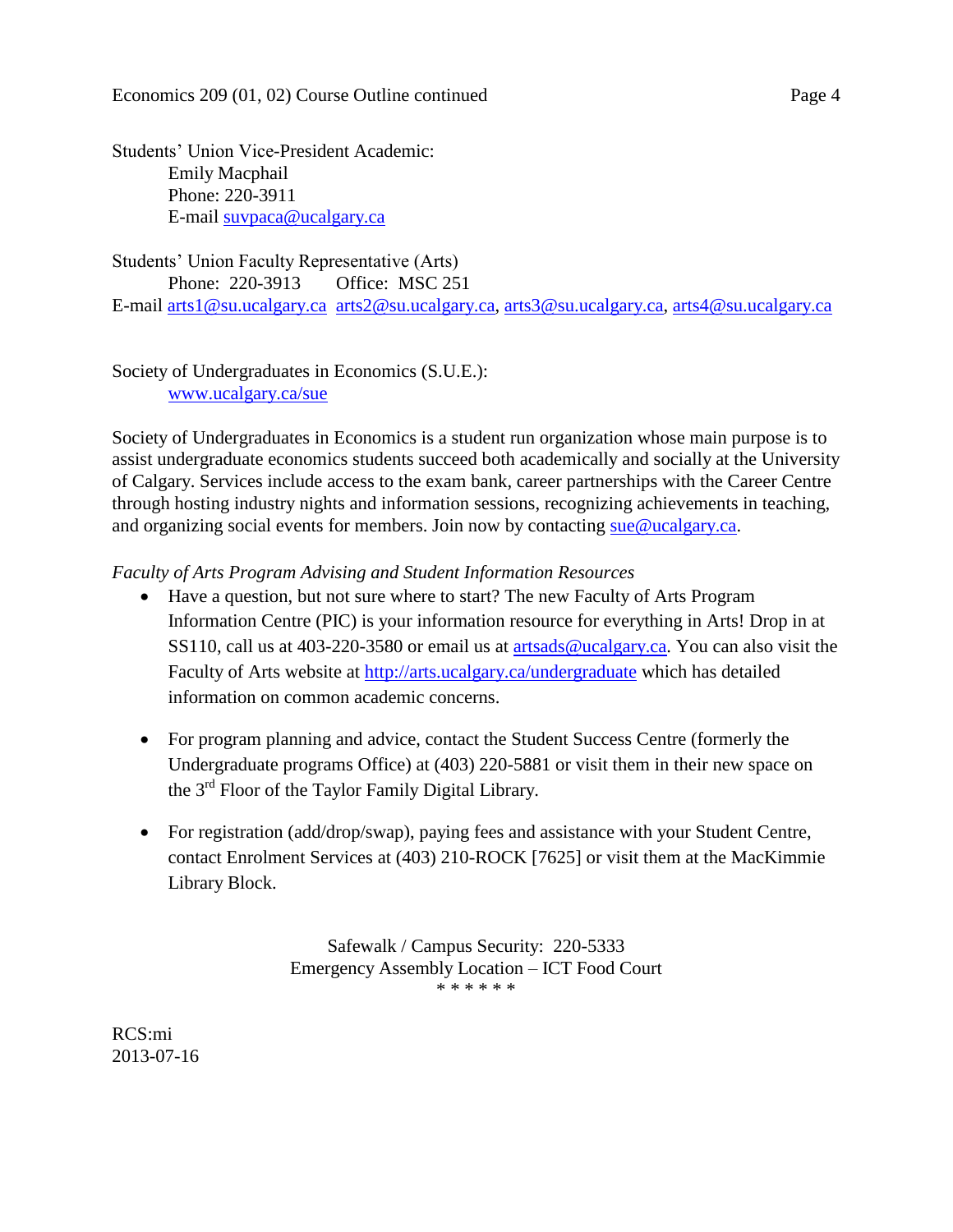Students' Union Vice-President Academic:
Emily Macphail
Phone: 220-3911
E-mail suvpaca@ucalgary.ca

Students' Union Faculty Representative (Arts)
Phone: 220-3913    Office: MSC 251
E-mail arts1@su.ucalgary.ca arts2@su.ucalgary.ca, arts3@su.ucalgary.ca, arts4@su.ucalgary.ca

Society of Undergraduates in Economics (S.U.E.):
www.ucalgary.ca/sue

Society of Undergraduates in Economics is a student run organization whose main purpose is to assist undergraduate economics students succeed both academically and socially at the University of Calgary. Services include access to the exam bank, career partnerships with the Career Centre through hosting industry nights and information sessions, recognizing achievements in teaching, and organizing social events for members. Join now by contacting sue@ucalgary.ca.

*Faculty of Arts Program Advising and Student Information Resources*

- Have a question, but not sure where to start? The new Faculty of Arts Program Information Centre (PIC) is your information resource for everything in Arts! Drop in at SS110, call us at 403-220-3580 or email us at artsads@ucalgary.ca. You can also visit the Faculty of Arts website at http://arts.ucalgary.ca/undergraduate which has detailed information on common academic concerns.

- For program planning and advice, contact the Student Success Centre (formerly the Undergraduate programs Office) at (403) 220-5881 or visit them in their new space on the 3rd Floor of the Taylor Family Digital Library.

- For registration (add/drop/swap), paying fees and assistance with your Student Centre, contact Enrolment Services at (403) 210-ROCK [7625] or visit them at the MacKimmie Library Block.

Safewalk / Campus Security: 220-5333
Emergency Assembly Location – ICT Food Court
* * * * * *

RCS:mi
2013-07-16